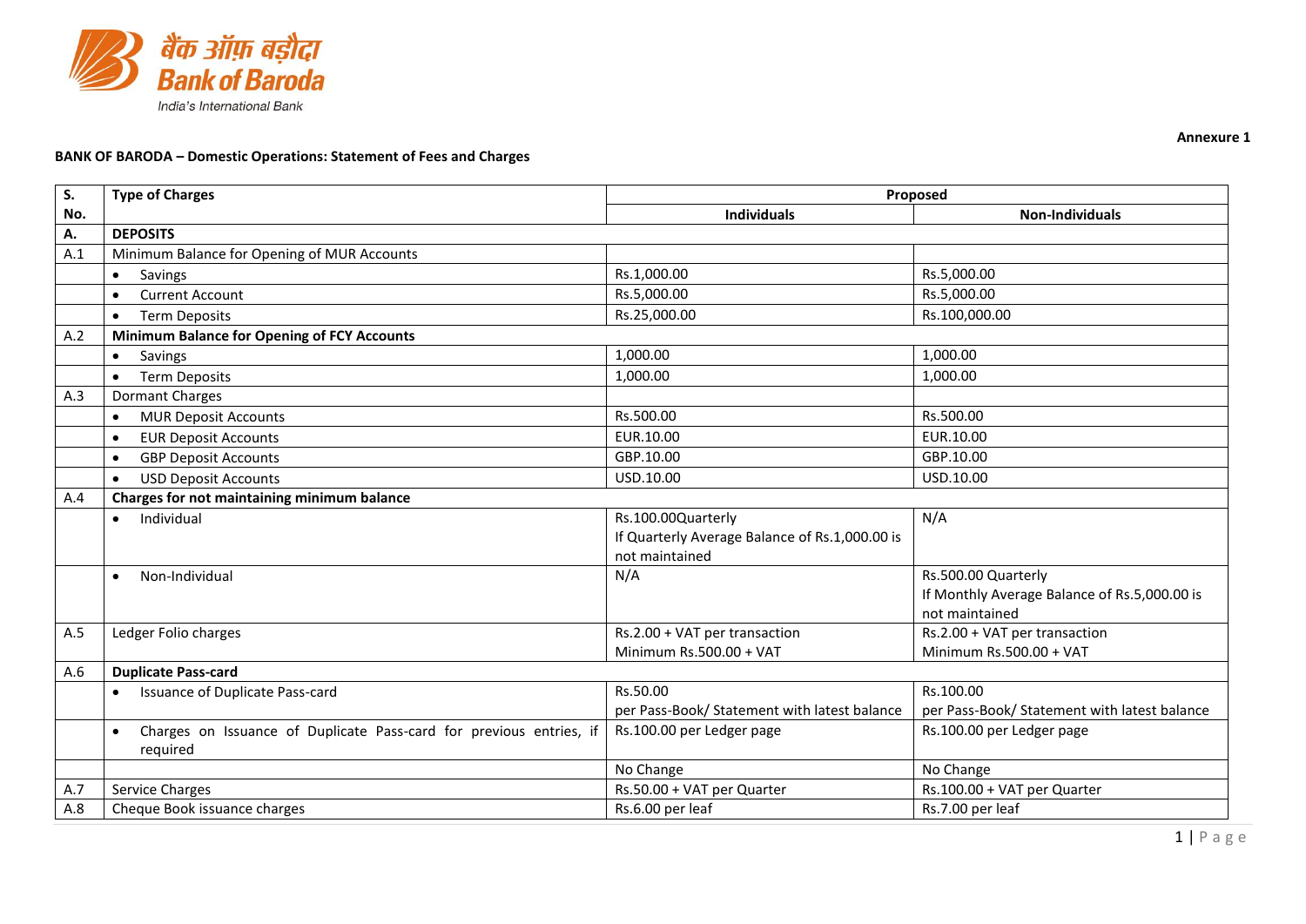**Annexure 1**

**BANK OF BARODA – Domestic Operations: Statement of Fees and Charges**

| S. No. | Type of Charges | Proposed | |
|---|---|---|---|
| | | **Individuals** | **Non-Individuals** |
| **A.** | **DEPOSITS** | | |
| A.1 | Minimum Balance for Opening of MUR Accounts | | |
| | • Savings | Rs.1,000.00 | Rs.5,000.00 |
| | • Current Account | Rs.5,000.00 | Rs.5,000.00 |
| | • Term Deposits | Rs.25,000.00 | Rs.100,000.00 |
| A.2 | **Minimum Balance for Opening of FCY Accounts** | | |
| | • Savings | 1,000.00 | 1,000.00 |
| | • Term Deposits | 1,000.00 | 1,000.00 |
| A.3 | Dormant Charges | | |
| | • MUR Deposit Accounts | Rs.500.00 | Rs.500.00 |
| | • EUR Deposit Accounts | EUR.10.00 | EUR.10.00 |
| | • GBP Deposit Accounts | GBP.10.00 | GBP.10.00 |
| | • USD Deposit Accounts | USD.10.00 | USD.10.00 |
| A.4 | **Charges for not maintaining minimum balance** | | |
| | • Individual | Rs.100.00Quarterly If Quarterly Average Balance of Rs.1,000.00 is not maintained | N/A |
| | • Non-Individual | N/A | Rs.500.00 Quarterly If Monthly Average Balance of Rs.5,000.00 is not maintained |
| A.5 | Ledger Folio charges | Rs.2.00 + VAT per transaction Minimum Rs.500.00 + VAT | Rs.2.00 + VAT per transaction Minimum Rs.500.00 + VAT |
| A.6 | **Duplicate Pass-card** | | |
| | • Issuance of Duplicate Pass-card | Rs.50.00 per Pass-Book/ Statement with latest balance | Rs.100.00 per Pass-Book/ Statement with latest balance |
| | • Charges on Issuance of Duplicate Pass-card for previous entries, if required | Rs.100.00 per Ledger page | Rs.100.00 per Ledger page |
| | | No Change | No Change |
| A.7 | Service Charges | Rs.50.00 + VAT per Quarter | Rs.100.00 + VAT per Quarter |
| A.8 | Cheque Book issuance charges | Rs.6.00 per leaf | Rs.7.00 per leaf |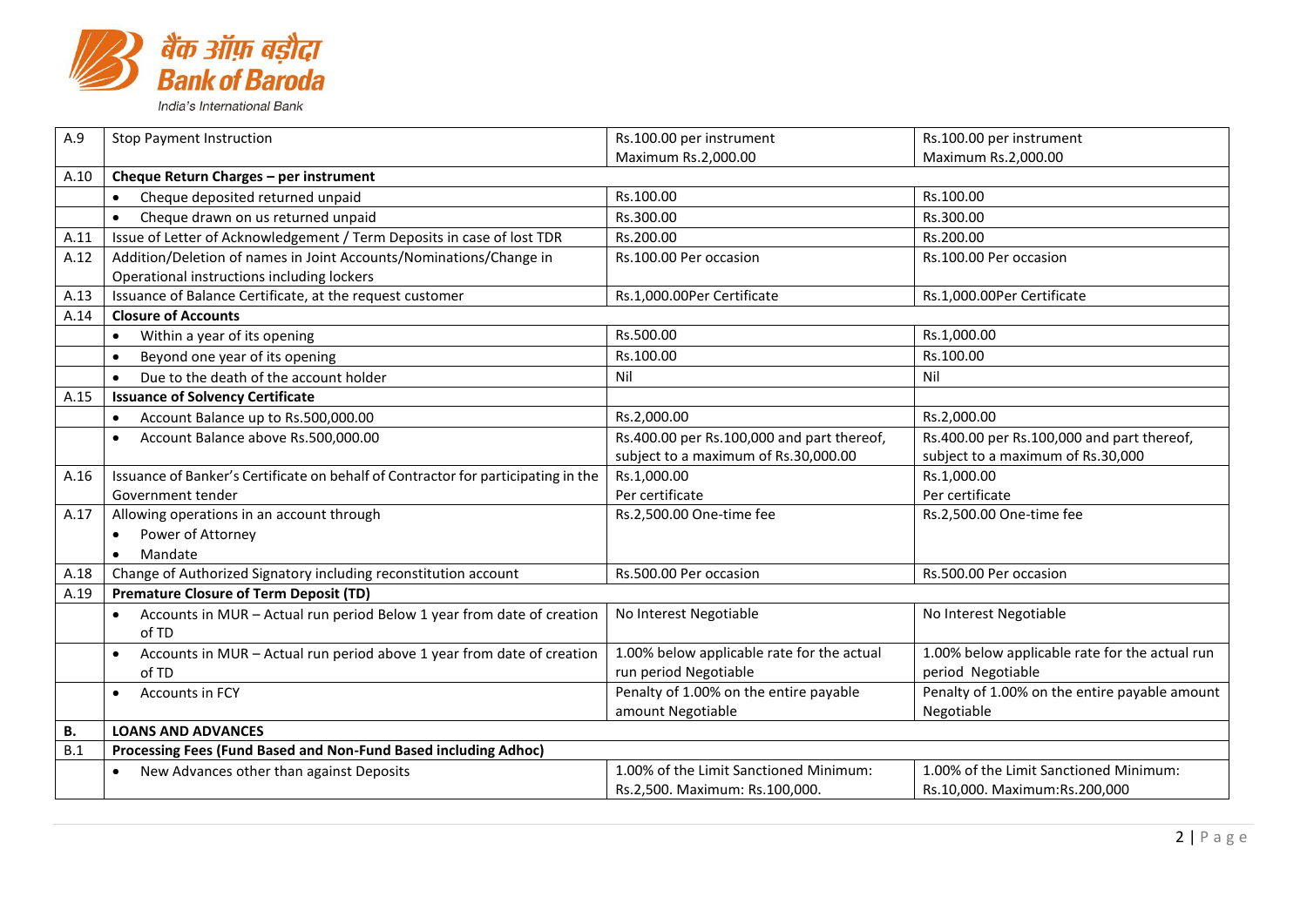| A.9 | Stop Payment Instruction | Rs.100.00 per instrument Maximum Rs.2,000.00 | Rs.100.00 per instrument Maximum Rs.2,000.00 |
|---|---|---|---|
| A.10 | **Cheque Return Charges – per instrument** | | |
| | • Cheque deposited returned unpaid | Rs.100.00 | Rs.100.00 |
| | • Cheque drawn on us returned unpaid | Rs.300.00 | Rs.300.00 |
| A.11 | Issue of Letter of Acknowledgement / Term Deposits in case of lost TDR | Rs.200.00 | Rs.200.00 |
| A.12 | Addition/Deletion of names in Joint Accounts/Nominations/Change in Operational instructions including lockers | Rs.100.00 Per occasion | Rs.100.00 Per occasion |
| A.13 | Issuance of Balance Certificate, at the request customer | Rs.1,000.00Per Certificate | Rs.1,000.00Per Certificate |
| A.14 | **Closure of Accounts** | | |
| | • Within a year of its opening | Rs.500.00 | Rs.1,000.00 |
| | • Beyond one year of its opening | Rs.100.00 | Rs.100.00 |
| | • Due to the death of the account holder | Nil | Nil |
| A.15 | **Issuance of Solvency Certificate** | | |
| | • Account Balance up to Rs.500,000.00 | Rs.2,000.00 | Rs.2,000.00 |
| | • Account Balance above Rs.500,000.00 | Rs.400.00 per Rs.100,000 and part thereof, subject to a maximum of Rs.30,000.00 | Rs.400.00 per Rs.100,000 and part thereof, subject to a maximum of Rs.30,000 |
| A.16 | Issuance of Banker's Certificate on behalf of Contractor for participating in the Government tender | Rs.1,000.00 Per certificate | Rs.1,000.00 Per certificate |
| A.17 | Allowing operations in an account through<br>• Power of Attorney<br>• Mandate | Rs.2,500.00 One-time fee | Rs.2,500.00 One-time fee |
| A.18 | Change of Authorized Signatory including reconstitution account | Rs.500.00 Per occasion | Rs.500.00 Per occasion |
| A.19 | **Premature Closure of Term Deposit (TD)** | | |
| | • Accounts in MUR – Actual run period Below 1 year from date of creation of TD | No Interest Negotiable | No Interest Negotiable |
| | • Accounts in MUR – Actual run period above 1 year from date of creation of TD | 1.00% below applicable rate for the actual run period Negotiable | 1.00% below applicable rate for the actual run period Negotiable |
| | • Accounts in FCY | Penalty of 1.00% on the entire payable amount Negotiable | Penalty of 1.00% on the entire payable amount Negotiable |
| **B.** | **LOANS AND ADVANCES** | | |
| B.1 | **Processing Fees (Fund Based and Non-Fund Based including Adhoc)** | | |
| | • New Advances other than against Deposits | 1.00% of the Limit Sanctioned Minimum: Rs.2,500. Maximum: Rs.100,000. | 1.00% of the Limit Sanctioned Minimum: Rs.10,000. Maximum:Rs.200,000 |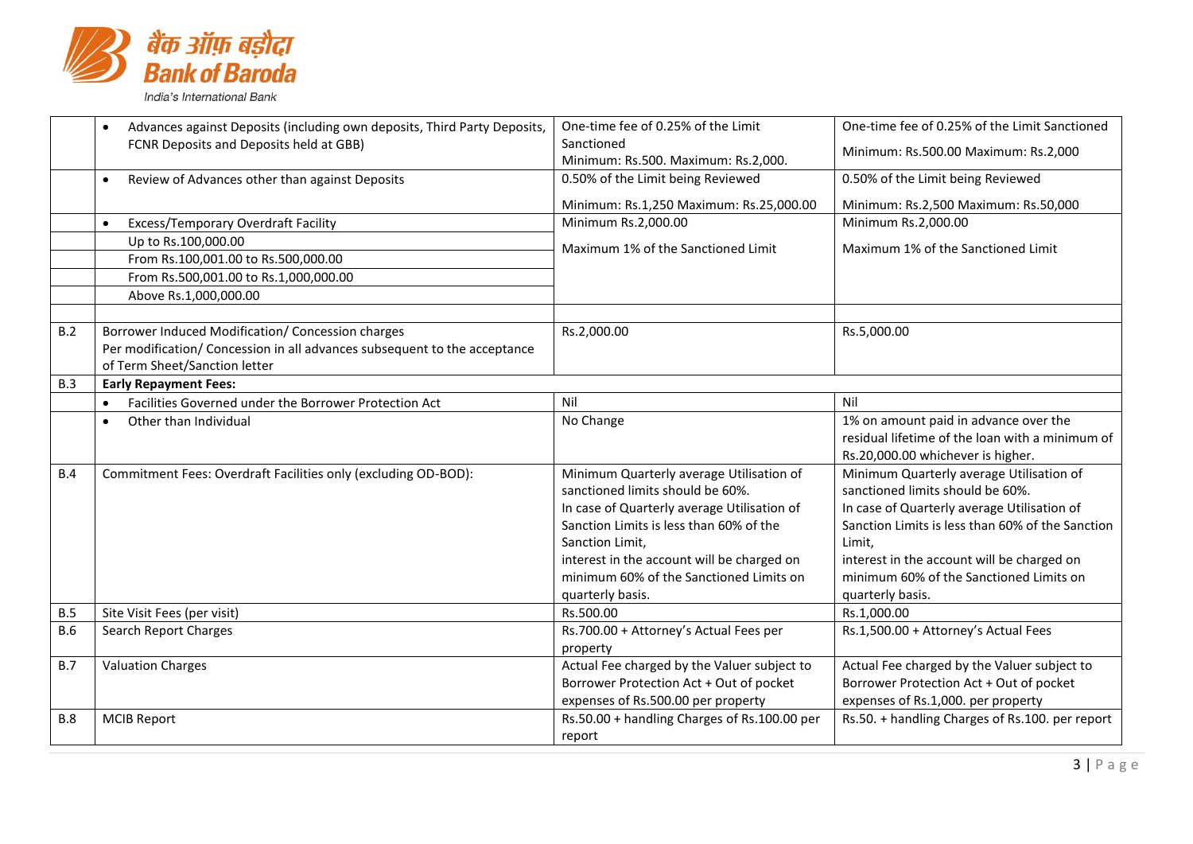| | | | |
|---|---|---|---|
| | • Advances against Deposits (including own deposits, Third Party Deposits, FCNR Deposits and Deposits held at GBB) | One-time fee of 0.25% of the Limit Sanctioned<br>Minimum: Rs.500. Maximum: Rs.2,000. | One-time fee of 0.25% of the Limit Sanctioned<br>Minimum: Rs.500.00 Maximum: Rs.2,000 |
| | • Review of Advances other than against Deposits | 0.50% of the Limit being Reviewed<br>Minimum: Rs.1,250 Maximum: Rs.25,000.00 | 0.50% of the Limit being Reviewed<br>Minimum: Rs.2,500 Maximum: Rs.50,000 |
| | • Excess/Temporary Overdraft Facility | Minimum Rs.2,000.00<br>Maximum 1% of the Sanctioned Limit | Minimum Rs.2,000.00<br>Maximum 1% of the Sanctioned Limit |
| | Up to Rs.100,000.00 | | |
| | From Rs.100,001.00 to Rs.500,000.00 | | |
| | From Rs.500,001.00 to Rs.1,000,000.00 | | |
| | Above Rs.1,000,000.00 | | |
| | | | |
| B.2 | Borrower Induced Modification/ Concession charges<br>Per modification/ Concession in all advances subsequent to the acceptance of Term Sheet/Sanction letter | Rs.2,000.00 | Rs.5,000.00 |
| B.3 | **Early Repayment Fees:** | | |
| | • Facilities Governed under the Borrower Protection Act | Nil | Nil |
| | • Other than Individual | No Change | 1% on amount paid in advance over the residual lifetime of the loan with a minimum of Rs.20,000.00 whichever is higher. |
| B.4 | Commitment Fees: Overdraft Facilities only (excluding OD-BOD): | Minimum Quarterly average Utilisation of sanctioned limits should be 60%.<br>In case of Quarterly average Utilisation of Sanction Limits is less than 60% of the Sanction Limit,<br>interest in the account will be charged on minimum 60% of the Sanctioned Limits on quarterly basis. | Minimum Quarterly average Utilisation of sanctioned limits should be 60%.<br>In case of Quarterly average Utilisation of Sanction Limits is less than 60% of the Sanction Limit,<br>interest in the account will be charged on minimum 60% of the Sanctioned Limits on quarterly basis. |
| B.5 | Site Visit Fees (per visit) | Rs.500.00 | Rs.1,000.00 |
| B.6 | Search Report Charges | Rs.700.00 + Attorney's Actual Fees per property | Rs.1,500.00 + Attorney's Actual Fees |
| B.7 | Valuation Charges | Actual Fee charged by the Valuer subject to Borrower Protection Act + Out of pocket expenses of Rs.500.00 per property | Actual Fee charged by the Valuer subject to Borrower Protection Act + Out of pocket expenses of Rs.1,000. per property |
| B.8 | MCIB Report | Rs.50.00 + handling Charges of Rs.100.00 per report | Rs.50. + handling Charges of Rs.100. per report |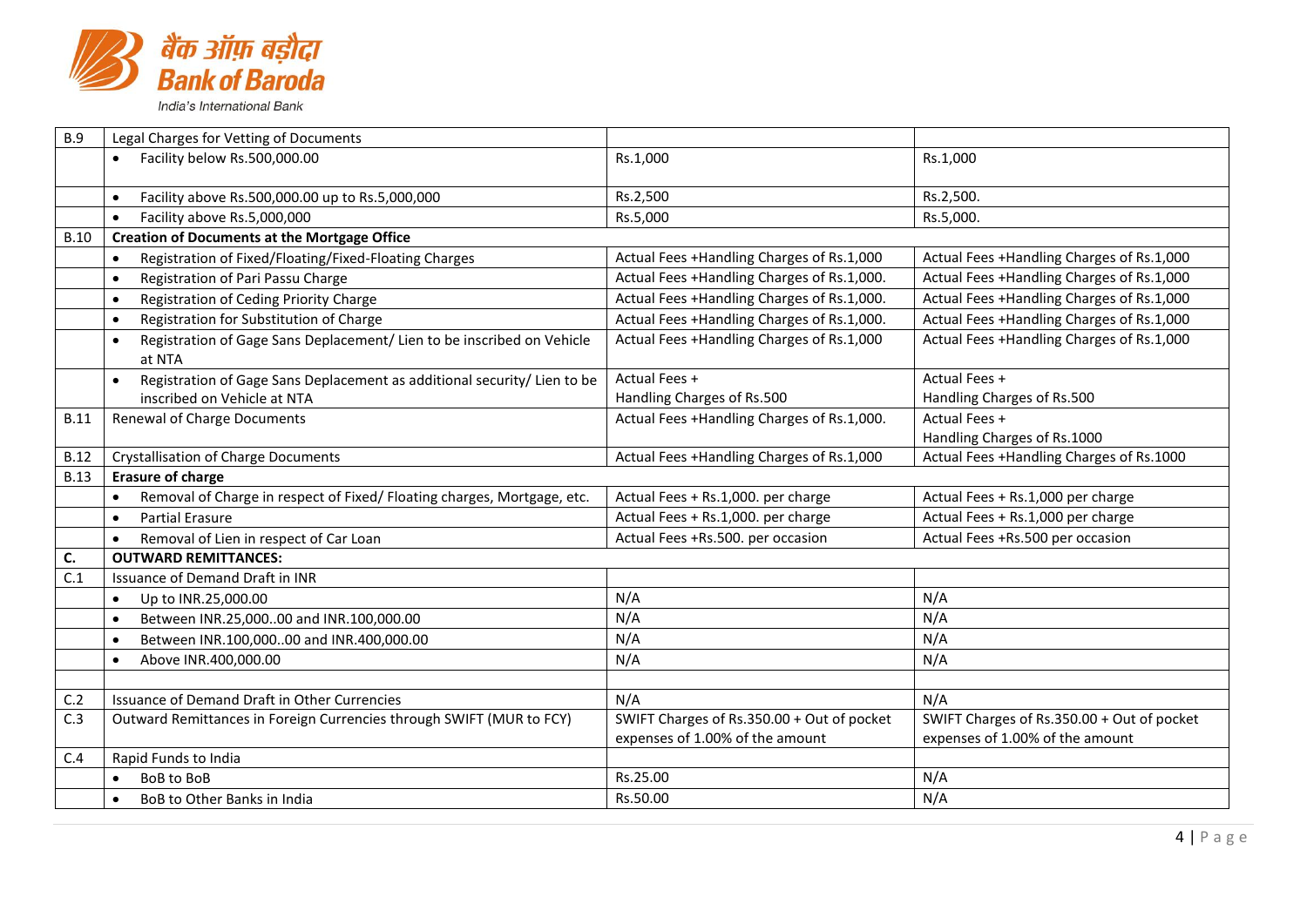| B.9 | Legal Charges for Vetting of Documents | | |
|---|---|---|---|
| | • Facility below Rs.500,000.00 | Rs.1,000 | Rs.1,000 |
| | • Facility above Rs.500,000.00 up to Rs.5,000,000 | Rs.2,500 | Rs.2,500. |
| | • Facility above Rs.5,000,000 | Rs.5,000 | Rs.5,000. |
| B.10 | **Creation of Documents at the Mortgage Office** | | |
| | • Registration of Fixed/Floating/Fixed-Floating Charges | Actual Fees +Handling Charges of Rs.1,000 | Actual Fees +Handling Charges of Rs.1,000 |
| | • Registration of Pari Passu Charge | Actual Fees +Handling Charges of Rs.1,000. | Actual Fees +Handling Charges of Rs.1,000 |
| | • Registration of Ceding Priority Charge | Actual Fees +Handling Charges of Rs.1,000. | Actual Fees +Handling Charges of Rs.1,000 |
| | • Registration for Substitution of Charge | Actual Fees +Handling Charges of Rs.1,000. | Actual Fees +Handling Charges of Rs.1,000 |
| | • Registration of Gage Sans Deplacement/ Lien to be inscribed on Vehicle at NTA | Actual Fees +Handling Charges of Rs.1,000 | Actual Fees +Handling Charges of Rs.1,000 |
| | • Registration of Gage Sans Deplacement as additional security/ Lien to be inscribed on Vehicle at NTA | Actual Fees + Handling Charges of Rs.500 | Actual Fees + Handling Charges of Rs.500 |
| B.11 | Renewal of Charge Documents | Actual Fees +Handling Charges of Rs.1,000. | Actual Fees + Handling Charges of Rs.1000 |
| B.12 | Crystallisation of Charge Documents | Actual Fees +Handling Charges of Rs.1,000 | Actual Fees +Handling Charges of Rs.1000 |
| B.13 | **Erasure of charge** | | |
| | • Removal of Charge in respect of Fixed/ Floating charges, Mortgage, etc. | Actual Fees + Rs.1,000. per charge | Actual Fees + Rs.1,000 per charge |
| | • Partial Erasure | Actual Fees + Rs.1,000. per charge | Actual Fees + Rs.1,000 per charge |
| | • Removal of Lien in respect of Car Loan | Actual Fees +Rs.500. per occasion | Actual Fees +Rs.500 per occasion |
| **C.** | **OUTWARD REMITTANCES:** | | |
| C.1 | Issuance of Demand Draft in INR | | |
| | • Up to INR.25,000.00 | N/A | N/A |
| | • Between INR.25,000..00 and INR.100,000.00 | N/A | N/A |
| | • Between INR.100,000..00 and INR.400,000.00 | N/A | N/A |
| | • Above INR.400,000.00 | N/A | N/A |
| | | | |
| C.2 | Issuance of Demand Draft in Other Currencies | N/A | N/A |
| C.3 | Outward Remittances in Foreign Currencies through SWIFT (MUR to FCY) | SWIFT Charges of Rs.350.00 + Out of pocket expenses of 1.00% of the amount | SWIFT Charges of Rs.350.00 + Out of pocket expenses of 1.00% of the amount |
| C.4 | Rapid Funds to India | | |
| | • BoB to BoB | Rs.25.00 | N/A |
| | • BoB to Other Banks in India | Rs.50.00 | N/A |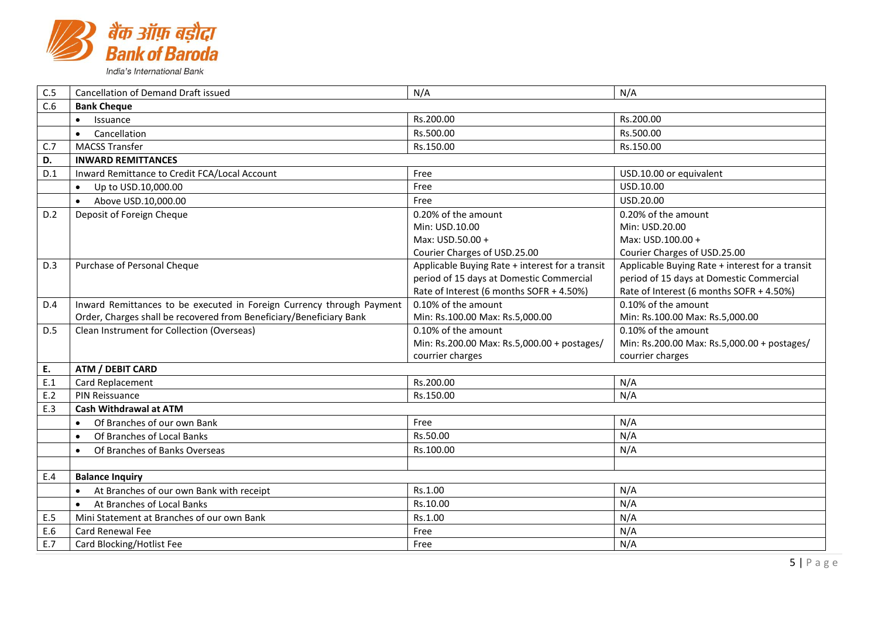| | | | |
|---|---|---|---|
| C.5 | Cancellation of Demand Draft issued | N/A | N/A |
| C.6 | **Bank Cheque** | | |
| | • Issuance | Rs.200.00 | Rs.200.00 |
| | • Cancellation | Rs.500.00 | Rs.500.00 |
| C.7 | MACSS Transfer | Rs.150.00 | Rs.150.00 |
| **D.** | **INWARD REMITTANCES** | | |
| D.1 | Inward Remittance to Credit FCA/Local Account | Free | USD.10.00 or equivalent |
| | • Up to USD.10,000.00 | Free | USD.10.00 |
| | • Above USD.10,000.00 | Free | USD.20.00 |
| D.2 | Deposit of Foreign Cheque | 0.20% of the amount<br>Min: USD.10.00<br>Max: USD.50.00 +<br>Courier Charges of USD.25.00 | 0.20% of the amount<br>Min: USD.20.00<br>Max: USD.100.00 +<br>Courier Charges of USD.25.00 |
| D.3 | Purchase of Personal Cheque | Applicable Buying Rate + interest for a transit period of 15 days at Domestic Commercial Rate of Interest (6 months SOFR + 4.50%) | Applicable Buying Rate + interest for a transit period of 15 days at Domestic Commercial Rate of Interest (6 months SOFR + 4.50%) |
| D.4 | Inward Remittances to be executed in Foreign Currency through Payment Order, Charges shall be recovered from Beneficiary/Beneficiary Bank | 0.10% of the amount<br>Min: Rs.100.00 Max: Rs.5,000.00 | 0.10% of the amount<br>Min: Rs.100.00 Max: Rs.5,000.00 |
| D.5 | Clean Instrument for Collection (Overseas) | 0.10% of the amount<br>Min: Rs.200.00 Max: Rs.5,000.00 + postages/ courrier charges | 0.10% of the amount<br>Min: Rs.200.00 Max: Rs.5,000.00 + postages/ courrier charges |
| **E.** | **ATM / DEBIT CARD** | | |
| E.1 | Card Replacement | Rs.200.00 | N/A |
| E.2 | PIN Reissuance | Rs.150.00 | N/A |
| E.3 | **Cash Withdrawal at ATM** | | |
| | • Of Branches of our own Bank | Free | N/A |
| | • Of Branches of Local Banks | Rs.50.00 | N/A |
| | • Of Branches of Banks Overseas | Rs.100.00 | N/A |
| | | | |
| E.4 | **Balance Inquiry** | | |
| | • At Branches of our own Bank with receipt | Rs.1.00 | N/A |
| | • At Branches of Local Banks | Rs.10.00 | N/A |
| E.5 | Mini Statement at Branches of our own Bank | Rs.1.00 | N/A |
| E.6 | Card Renewal Fee | Free | N/A |
| E.7 | Card Blocking/Hotlist Fee | Free | N/A |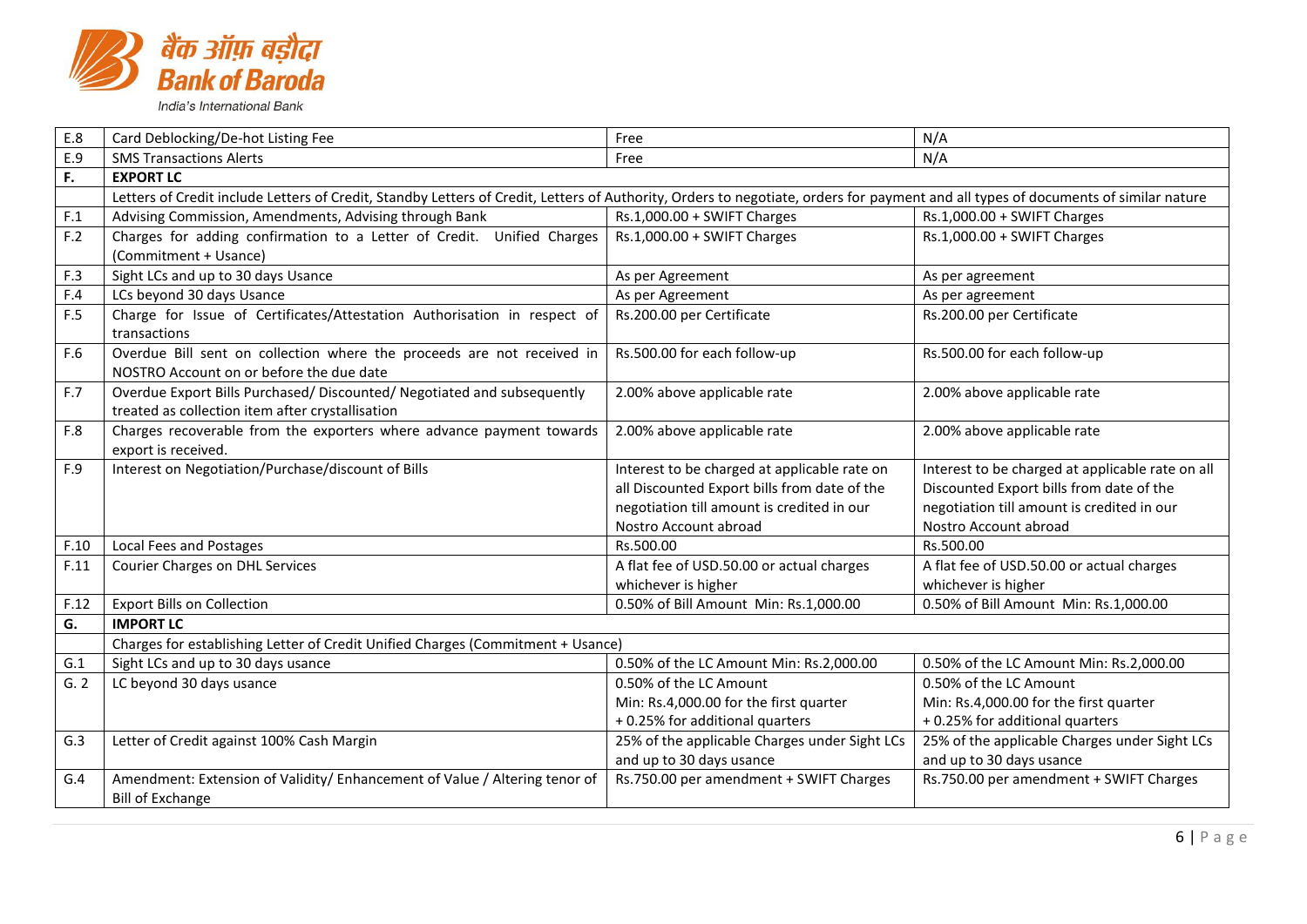| | | | |
|---|---|---|---|
| E.8 | Card Deblocking/De-hot Listing Fee | Free | N/A |
| E.9 | SMS Transactions Alerts | Free | N/A |
| **F.** | **EXPORT LC** | | |
| | Letters of Credit include Letters of Credit, Standby Letters of Credit, Letters of Authority, Orders to negotiate, orders for payment and all types of documents of similar nature | | |
| F.1 | Advising Commission, Amendments, Advising through Bank | Rs.1,000.00 + SWIFT Charges | Rs.1,000.00 + SWIFT Charges |
| F.2 | Charges for adding confirmation to a Letter of Credit. Unified Charges (Commitment + Usance) | Rs.1,000.00 + SWIFT Charges | Rs.1,000.00 + SWIFT Charges |
| F.3 | Sight LCs and up to 30 days Usance | As per Agreement | As per agreement |
| F.4 | LCs beyond 30 days Usance | As per Agreement | As per agreement |
| F.5 | Charge for Issue of Certificates/Attestation Authorisation in respect of transactions | Rs.200.00 per Certificate | Rs.200.00 per Certificate |
| F.6 | Overdue Bill sent on collection where the proceeds are not received in NOSTRO Account on or before the due date | Rs.500.00 for each follow-up | Rs.500.00 for each follow-up |
| F.7 | Overdue Export Bills Purchased/ Discounted/ Negotiated and subsequently treated as collection item after crystallisation | 2.00% above applicable rate | 2.00% above applicable rate |
| F.8 | Charges recoverable from the exporters where advance payment towards export is received. | 2.00% above applicable rate | 2.00% above applicable rate |
| F.9 | Interest on Negotiation/Purchase/discount of Bills | Interest to be charged at applicable rate on all Discounted Export bills from date of the negotiation till amount is credited in our Nostro Account abroad | Interest to be charged at applicable rate on all Discounted Export bills from date of the negotiation till amount is credited in our Nostro Account abroad |
| F.10 | Local Fees and Postages | Rs.500.00 | Rs.500.00 |
| F.11 | Courier Charges on DHL Services | A flat fee of USD.50.00 or actual charges whichever is higher | A flat fee of USD.50.00 or actual charges whichever is higher |
| F.12 | Export Bills on Collection | 0.50% of Bill Amount Min: Rs.1,000.00 | 0.50% of Bill Amount Min: Rs.1,000.00 |
| **G.** | **IMPORT LC** | | |
| | Charges for establishing Letter of Credit Unified Charges (Commitment + Usance) | | |
| G.1 | Sight LCs and up to 30 days usance | 0.50% of the LC Amount Min: Rs.2,000.00 | 0.50% of the LC Amount Min: Rs.2,000.00 |
| G. 2 | LC beyond 30 days usance | 0.50% of the LC Amount<br>Min: Rs.4,000.00 for the first quarter<br>+ 0.25% for additional quarters | 0.50% of the LC Amount<br>Min: Rs.4,000.00 for the first quarter<br>+ 0.25% for additional quarters |
| G.3 | Letter of Credit against 100% Cash Margin | 25% of the applicable Charges under Sight LCs and up to 30 days usance | 25% of the applicable Charges under Sight LCs and up to 30 days usance |
| G.4 | Amendment: Extension of Validity/ Enhancement of Value / Altering tenor of Bill of Exchange | Rs.750.00 per amendment + SWIFT Charges | Rs.750.00 per amendment + SWIFT Charges |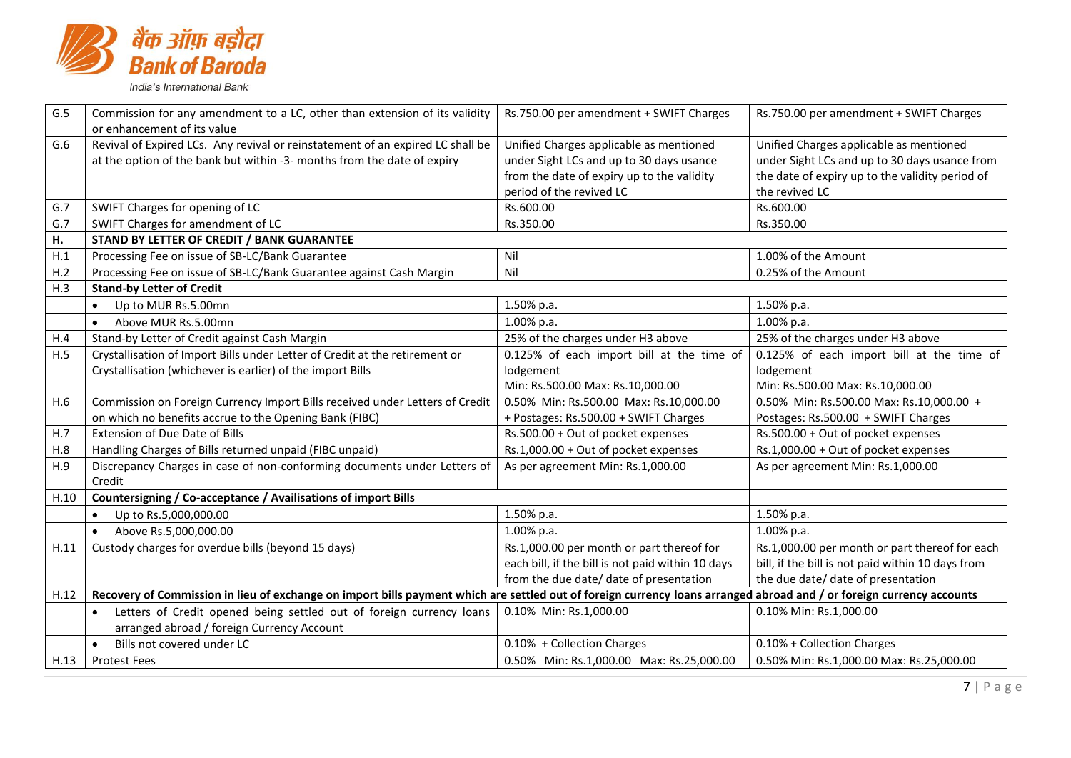| | | | |
|---|---|---|---|
| G.5 | Commission for any amendment to a LC, other than extension of its validity or enhancement of its value | Rs.750.00 per amendment + SWIFT Charges | Rs.750.00 per amendment + SWIFT Charges |
| G.6 | Revival of Expired LCs. Any revival or reinstatement of an expired LC shall be at the option of the bank but within -3- months from the date of expiry | Unified Charges applicable as mentioned under Sight LCs and up to 30 days usance from the date of expiry up to the validity period of the revived LC | Unified Charges applicable as mentioned under Sight LCs and up to 30 days usance from the date of expiry up to the validity period of the revived LC |
| G.7 | SWIFT Charges for opening of LC | Rs.600.00 | Rs.600.00 |
| G.7 | SWIFT Charges for amendment of LC | Rs.350.00 | Rs.350.00 |
| **H.** | **STAND BY LETTER OF CREDIT / BANK GUARANTEE** | | |
| H.1 | Processing Fee on issue of SB-LC/Bank Guarantee | Nil | 1.00% of the Amount |
| H.2 | Processing Fee on issue of SB-LC/Bank Guarantee against Cash Margin | Nil | 0.25% of the Amount |
| H.3 | **Stand-by Letter of Credit** | | |
| | • Up to MUR Rs.5.00mn | 1.50% p.a. | 1.50% p.a. |
| | • Above MUR Rs.5.00mn | 1.00% p.a. | 1.00% p.a. |
| H.4 | Stand-by Letter of Credit against Cash Margin | 25% of the charges under H3 above | 25% of the charges under H3 above |
| H.5 | Crystallisation of Import Bills under Letter of Credit at the retirement or Crystallisation (whichever is earlier) of the import Bills | 0.125% of each import bill at the time of lodgement<br>Min: Rs.500.00 Max: Rs.10,000.00 | 0.125% of each import bill at the time of lodgement<br>Min: Rs.500.00 Max: Rs.10,000.00 |
| H.6 | Commission on Foreign Currency Import Bills received under Letters of Credit on which no benefits accrue to the Opening Bank (FIBC) | 0.50% Min: Rs.500.00 Max: Rs.10,000.00 + Postages: Rs.500.00 + SWIFT Charges | 0.50% Min: Rs.500.00 Max: Rs.10,000.00 + Postages: Rs.500.00 + SWIFT Charges |
| H.7 | Extension of Due Date of Bills | Rs.500.00 + Out of pocket expenses | Rs.500.00 + Out of pocket expenses |
| H.8 | Handling Charges of Bills returned unpaid (FIBC unpaid) | Rs.1,000.00 + Out of pocket expenses | Rs.1,000.00 + Out of pocket expenses |
| H.9 | Discrepancy Charges in case of non-conforming documents under Letters of Credit | As per agreement Min: Rs.1,000.00 | As per agreement Min: Rs.1,000.00 |
| H.10 | **Countersigning / Co-acceptance / Availisations of import Bills** | | |
| | • Up to Rs.5,000,000.00 | 1.50% p.a. | 1.50% p.a. |
| | • Above Rs.5,000,000.00 | 1.00% p.a. | 1.00% p.a. |
| H.11 | Custody charges for overdue bills (beyond 15 days) | Rs.1,000.00 per month or part thereof for each bill, if the bill is not paid within 10 days from the due date/ date of presentation | Rs.1,000.00 per month or part thereof for each bill, if the bill is not paid within 10 days from the due date/ date of presentation |
| H.12 | **Recovery of Commission in lieu of exchange on import bills payment which are settled out of foreign currency loans arranged abroad / or foreign currency accounts** | | |
| | • Letters of Credit opened being settled out of foreign currency loans arranged abroad / foreign Currency Account | 0.10% Min: Rs.1,000.00 | 0.10% Min: Rs.1,000.00 |
| | • Bills not covered under LC | 0.10% + Collection Charges | 0.10% + Collection Charges |
| H.13 | Protest Fees | 0.50% Min: Rs.1,000.00 Max: Rs.25,000.00 | 0.50% Min: Rs.1,000.00 Max: Rs.25,000.00 |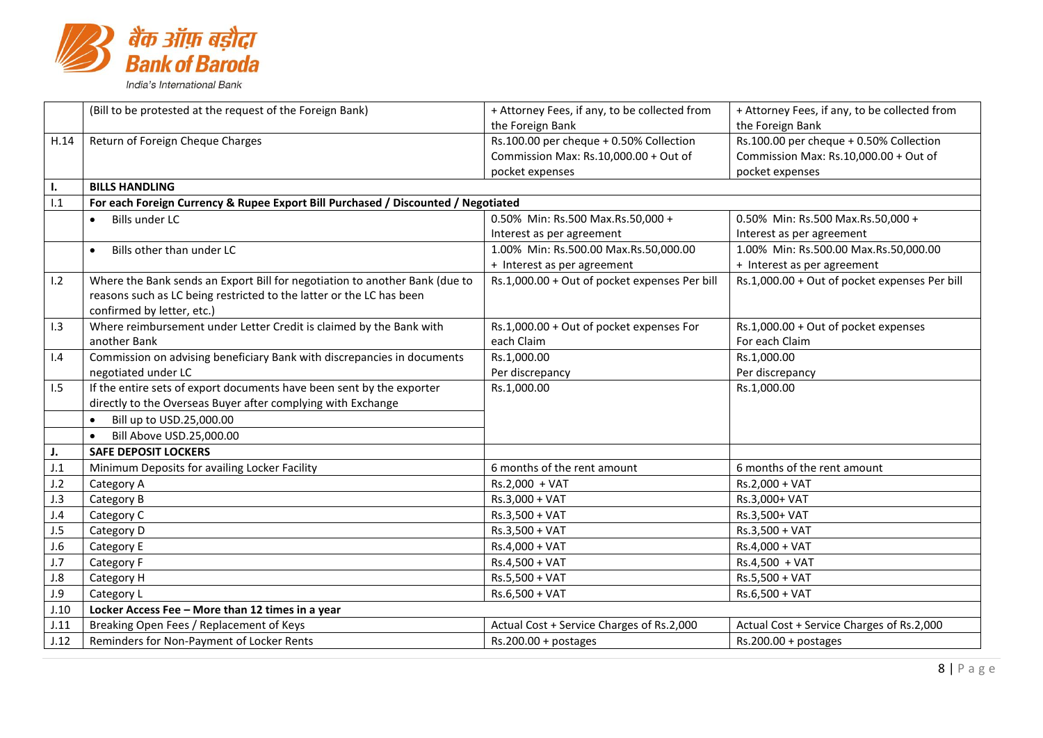| | | | |
|---|---|---|---|
| | (Bill to be protested at the request of the Foreign Bank) | + Attorney Fees, if any, to be collected from the Foreign Bank | + Attorney Fees, if any, to be collected from the Foreign Bank |
| H.14 | Return of Foreign Cheque Charges | Rs.100.00 per cheque + 0.50% Collection Commission Max: Rs.10,000.00 + Out of pocket expenses | Rs.100.00 per cheque + 0.50% Collection Commission Max: Rs.10,000.00 + Out of pocket expenses |
| **I.** | **BILLS HANDLING** | | |
| I.1 | **For each Foreign Currency & Rupee Export Bill Purchased / Discounted / Negotiated** | | |
| | • Bills under LC | 0.50% Min: Rs.500 Max.Rs.50,000 + Interest as per agreement | 0.50% Min: Rs.500 Max.Rs.50,000 + Interest as per agreement |
| | • Bills other than under LC | 1.00% Min: Rs.500.00 Max.Rs.50,000.00 + Interest as per agreement | 1.00% Min: Rs.500.00 Max.Rs.50,000.00 + Interest as per agreement |
| I.2 | Where the Bank sends an Export Bill for negotiation to another Bank (due to reasons such as LC being restricted to the latter or the LC has been confirmed by letter, etc.) | Rs.1,000.00 + Out of pocket expenses Per bill | Rs.1,000.00 + Out of pocket expenses Per bill |
| I.3 | Where reimbursement under Letter Credit is claimed by the Bank with another Bank | Rs.1,000.00 + Out of pocket expenses For each Claim | Rs.1,000.00 + Out of pocket expenses For each Claim |
| I.4 | Commission on advising beneficiary Bank with discrepancies in documents negotiated under LC | Rs.1,000.00 Per discrepancy | Rs.1,000.00 Per discrepancy |
| I.5 | If the entire sets of export documents have been sent by the exporter directly to the Overseas Buyer after complying with Exchange | Rs.1,000.00 | Rs.1,000.00 |
| | • Bill up to USD.25,000.00 | | |
| | • Bill Above USD.25,000.00 | | |
| **J.** | **SAFE DEPOSIT LOCKERS** | | |
| J.1 | Minimum Deposits for availing Locker Facility | 6 months of the rent amount | 6 months of the rent amount |
| J.2 | Category A | Rs.2,000 + VAT | Rs.2,000 + VAT |
| J.3 | Category B | Rs.3,000 + VAT | Rs.3,000+ VAT |
| J.4 | Category C | Rs.3,500 + VAT | Rs.3,500+ VAT |
| J.5 | Category D | Rs.3,500 + VAT | Rs.3,500 + VAT |
| J.6 | Category E | Rs.4,000 + VAT | Rs.4,000 + VAT |
| J.7 | Category F | Rs.4,500 + VAT | Rs.4,500 + VAT |
| J.8 | Category H | Rs.5,500 + VAT | Rs.5,500 + VAT |
| J.9 | Category L | Rs.6,500 + VAT | Rs.6,500 + VAT |
| J.10 | **Locker Access Fee – More than 12 times in a year** | | |
| J.11 | Breaking Open Fees / Replacement of Keys | Actual Cost + Service Charges of Rs.2,000 | Actual Cost + Service Charges of Rs.2,000 |
| J.12 | Reminders for Non-Payment of Locker Rents | Rs.200.00 + postages | Rs.200.00 + postages |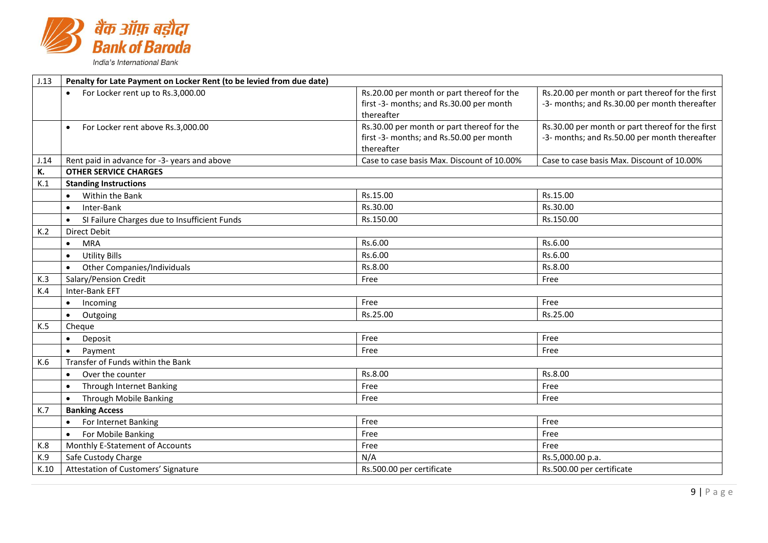| J.13 | **Penalty for Late Payment on Locker Rent (to be levied from due date)** | | |
|---|---|---|---|
| | • For Locker rent up to Rs.3,000.00 | Rs.20.00 per month or part thereof for the first -3- months; and Rs.30.00 per month thereafter | Rs.20.00 per month or part thereof for the first -3- months; and Rs.30.00 per month thereafter |
| | • For Locker rent above Rs.3,000.00 | Rs.30.00 per month or part thereof for the first -3- months; and Rs.50.00 per month thereafter | Rs.30.00 per month or part thereof for the first -3- months; and Rs.50.00 per month thereafter |
| J.14 | Rent paid in advance for -3- years and above | Case to case basis Max. Discount of 10.00% | Case to case basis Max. Discount of 10.00% |
| **K.** | **OTHER SERVICE CHARGES** | | |
| K.1 | **Standing Instructions** | | |
| | • Within the Bank | Rs.15.00 | Rs.15.00 |
| | • Inter-Bank | Rs.30.00 | Rs.30.00 |
| | • SI Failure Charges due to Insufficient Funds | Rs.150.00 | Rs.150.00 |
| K.2 | Direct Debit | | |
| | • MRA | Rs.6.00 | Rs.6.00 |
| | • Utility Bills | Rs.6.00 | Rs.6.00 |
| | • Other Companies/Individuals | Rs.8.00 | Rs.8.00 |
| K.3 | Salary/Pension Credit | Free | Free |
| K.4 | Inter-Bank EFT | | |
| | • Incoming | Free | Free |
| | • Outgoing | Rs.25.00 | Rs.25.00 |
| K.5 | Cheque | | |
| | • Deposit | Free | Free |
| | • Payment | Free | Free |
| K.6 | Transfer of Funds within the Bank | | |
| | • Over the counter | Rs.8.00 | Rs.8.00 |
| | • Through Internet Banking | Free | Free |
| | • Through Mobile Banking | Free | Free |
| K.7 | **Banking Access** | | |
| | • For Internet Banking | Free | Free |
| | • For Mobile Banking | Free | Free |
| K.8 | Monthly E-Statement of Accounts | Free | Free |
| K.9 | Safe Custody Charge | N/A | Rs.5,000.00 p.a. |
| K.10 | Attestation of Customers' Signature | Rs.500.00 per certificate | Rs.500.00 per certificate |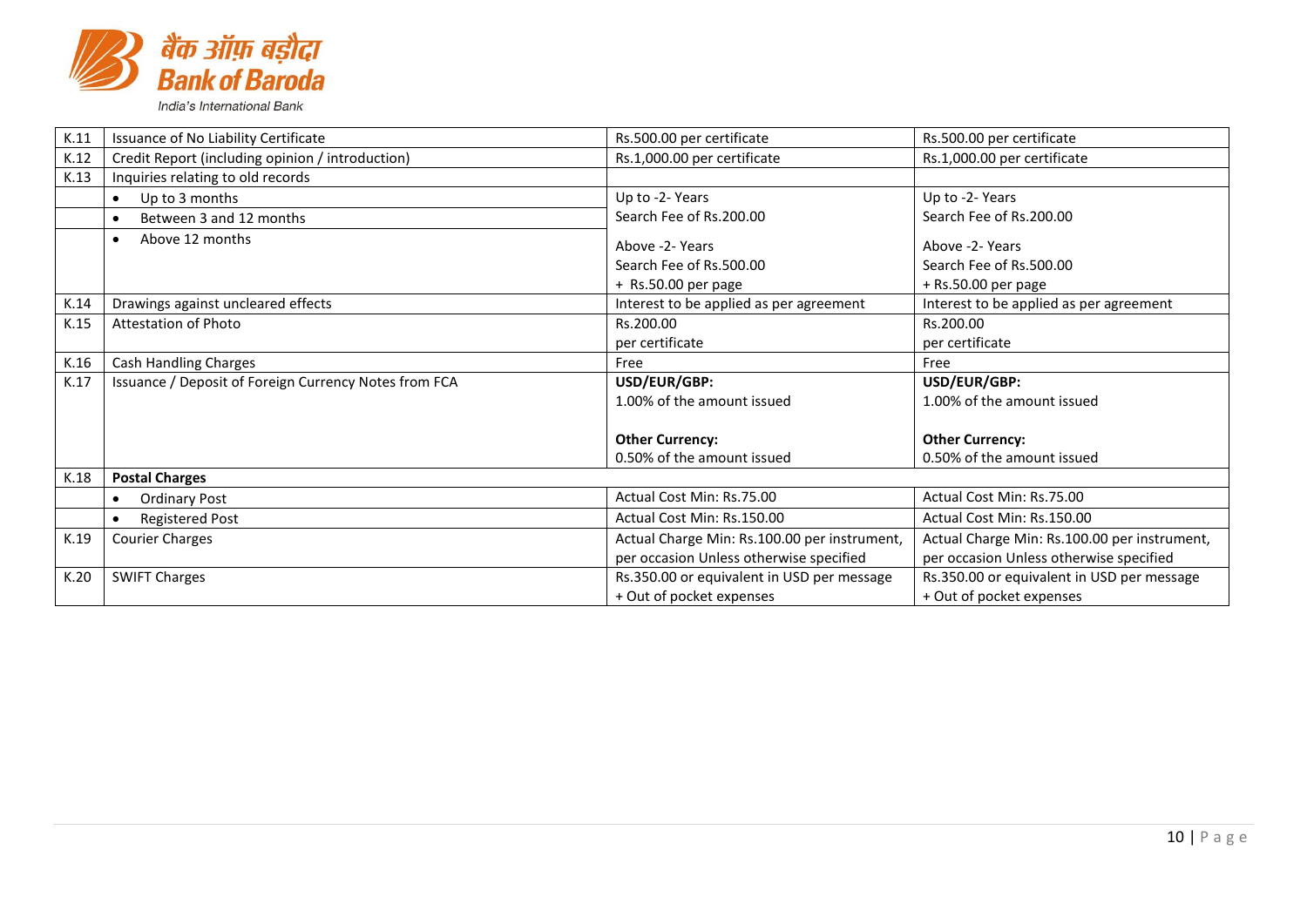| | | | |
|---|---|---|---|
| K.11 | Issuance of No Liability Certificate | Rs.500.00 per certificate | Rs.500.00 per certificate |
| K.12 | Credit Report (including opinion / introduction) | Rs.1,000.00 per certificate | Rs.1,000.00 per certificate |
| K.13 | Inquiries relating to old records | | |
| | • Up to 3 months | Up to -2- Years<br>Search Fee of Rs.200.00 | Up to -2- Years<br>Search Fee of Rs.200.00 |
| | • Between 3 and 12 months | | |
| | • Above 12 months | Above -2- Years<br>Search Fee of Rs.500.00<br>+ Rs.50.00 per page | Above -2- Years<br>Search Fee of Rs.500.00<br>+ Rs.50.00 per page |
| K.14 | Drawings against uncleared effects | Interest to be applied as per agreement | Interest to be applied as per agreement |
| K.15 | Attestation of Photo | Rs.200.00<br>per certificate | Rs.200.00<br>per certificate |
| K.16 | Cash Handling Charges | Free | Free |
| K.17 | Issuance / Deposit of Foreign Currency Notes from FCA | **USD/EUR/GBP:**<br>1.00% of the amount issued<br><br>**Other Currency:**<br>0.50% of the amount issued | **USD/EUR/GBP:**<br>1.00% of the amount issued<br><br>**Other Currency:**<br>0.50% of the amount issued |
| K.18 | **Postal Charges** | | |
| | • Ordinary Post | Actual Cost Min: Rs.75.00 | Actual Cost Min: Rs.75.00 |
| | • Registered Post | Actual Cost Min: Rs.150.00 | Actual Cost Min: Rs.150.00 |
| K.19 | Courier Charges | Actual Charge Min: Rs.100.00 per instrument, per occasion Unless otherwise specified | Actual Charge Min: Rs.100.00 per instrument, per occasion Unless otherwise specified |
| K.20 | SWIFT Charges | Rs.350.00 or equivalent in USD per message<br>+ Out of pocket expenses | Rs.350.00 or equivalent in USD per message<br>+ Out of pocket expenses |